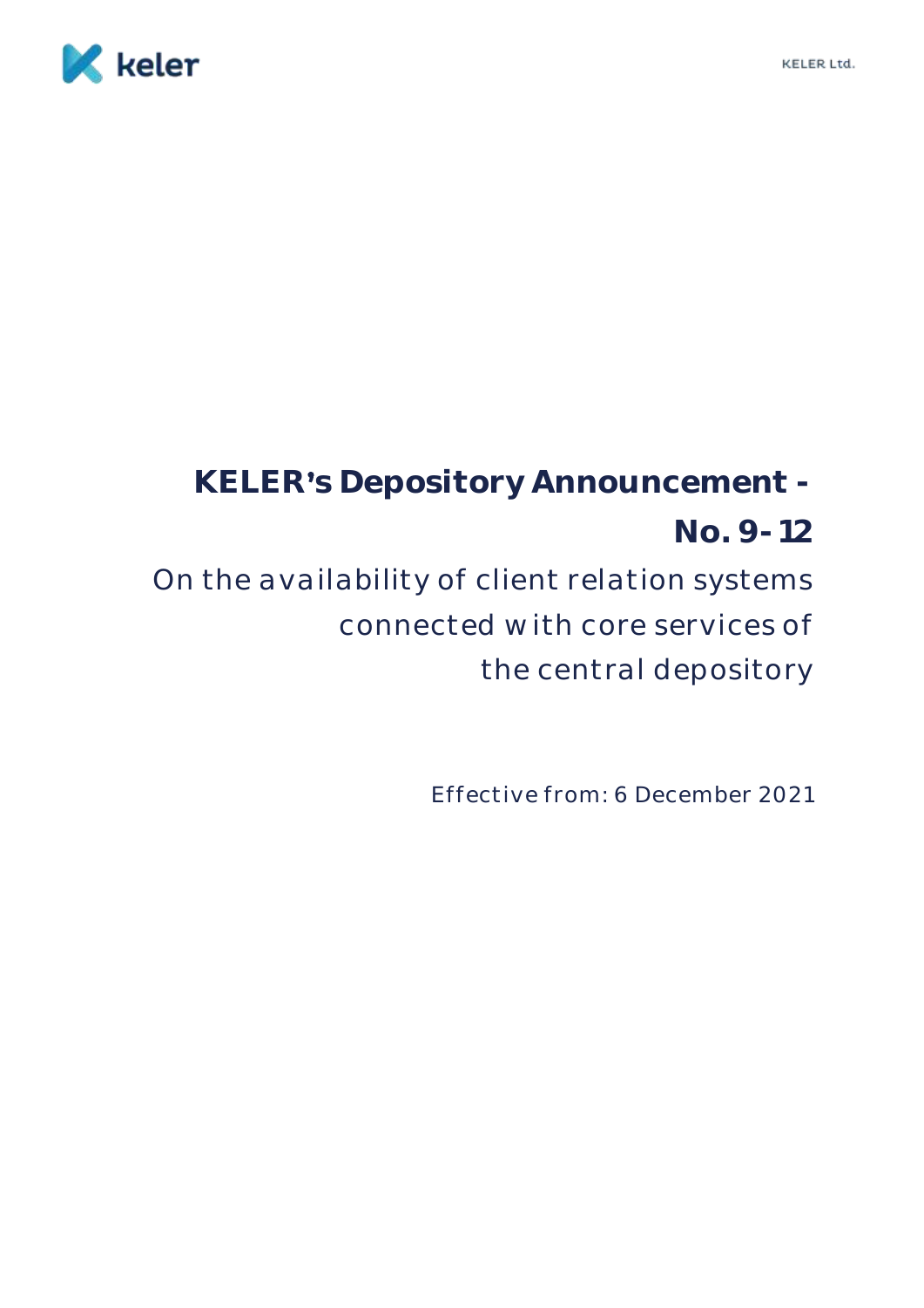# KELER's Depository Announcement - No. 9-12

## On the availability of client relation systems connected with core services of the central depository

Effective from: 6 December 2021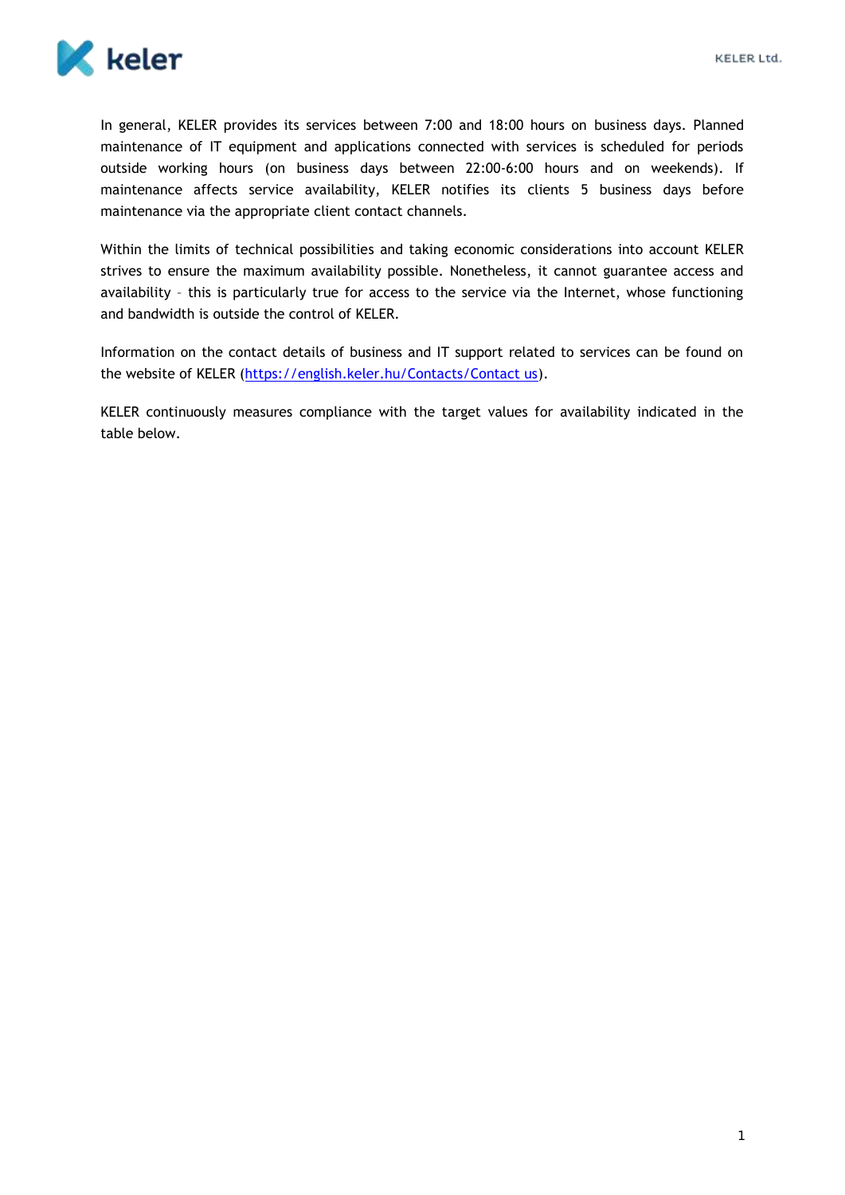In general, KELER provides its services between 7:00 and 18:00 hours on business days. Planned maintenance of IT equipment and applications connected with services is scheduled for periods outside working hours (on business days between 22:00-6:00 hours and on weekends). If maintenance affects service availability, KELER notifies its clients 5 business days before maintenance via the appropriate client contact channels.

Within the limits of technical possibilities and taking economic considerations into account KELER strives to ensure the maximum availability possible. Nonetheless, it cannot guarantee access and availability – this is particularly true for access to the service via the Internet, whose functioning and bandwidth is outside the control of KELER.

Information on the contact details of business and IT support related to services can be found on the website of KELER (https://english.keler.hu/Contacts/Contact us).

KELER continuously measures compliance with the target values for availability indicated in the table below.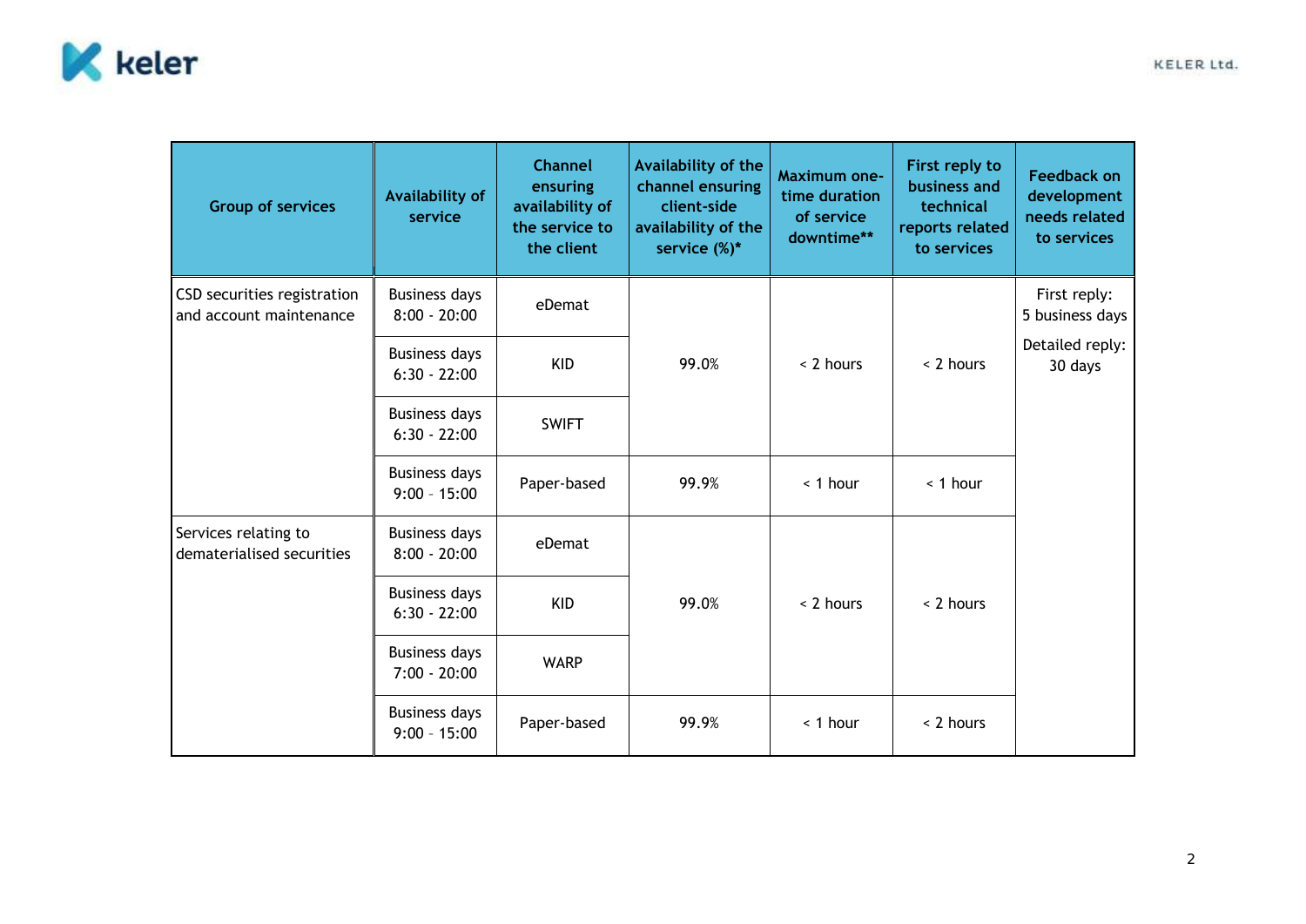| Group of services | Availability of service | Channel ensuring availability of the service to the client | Availability of the channel ensuring client-side availability of the service (%)* | Maximum one-time duration of service downtime** | First reply to business and technical reports related to services | Feedback on development needs related to services |
|---|---|---|---|---|---|---|
| CSD securities registration and account maintenance | Business days 8:00 - 20:00 | eDemat | 99.0% | < 2 hours | < 2 hours | First reply: 5 business days<br>Detailed reply: 30 days |
| | Business days 6:30 - 22:00 | KID | | | | |
| | Business days 6:30 - 22:00 | SWIFT | | | | |
| | Business days 9:00 – 15:00 | Paper-based | 99.9% | < 1 hour | < 1 hour | |
| Services relating to dematerialised securities | Business days 8:00 - 20:00 | eDemat | 99.0% | < 2 hours | < 2 hours | |
| | Business days 6:30 - 22:00 | KID | | | | |
| | Business days 7:00 - 20:00 | WARP | | | | |
| | Business days 9:00 – 15:00 | Paper-based | 99.9% | < 1 hour | < 2 hours | |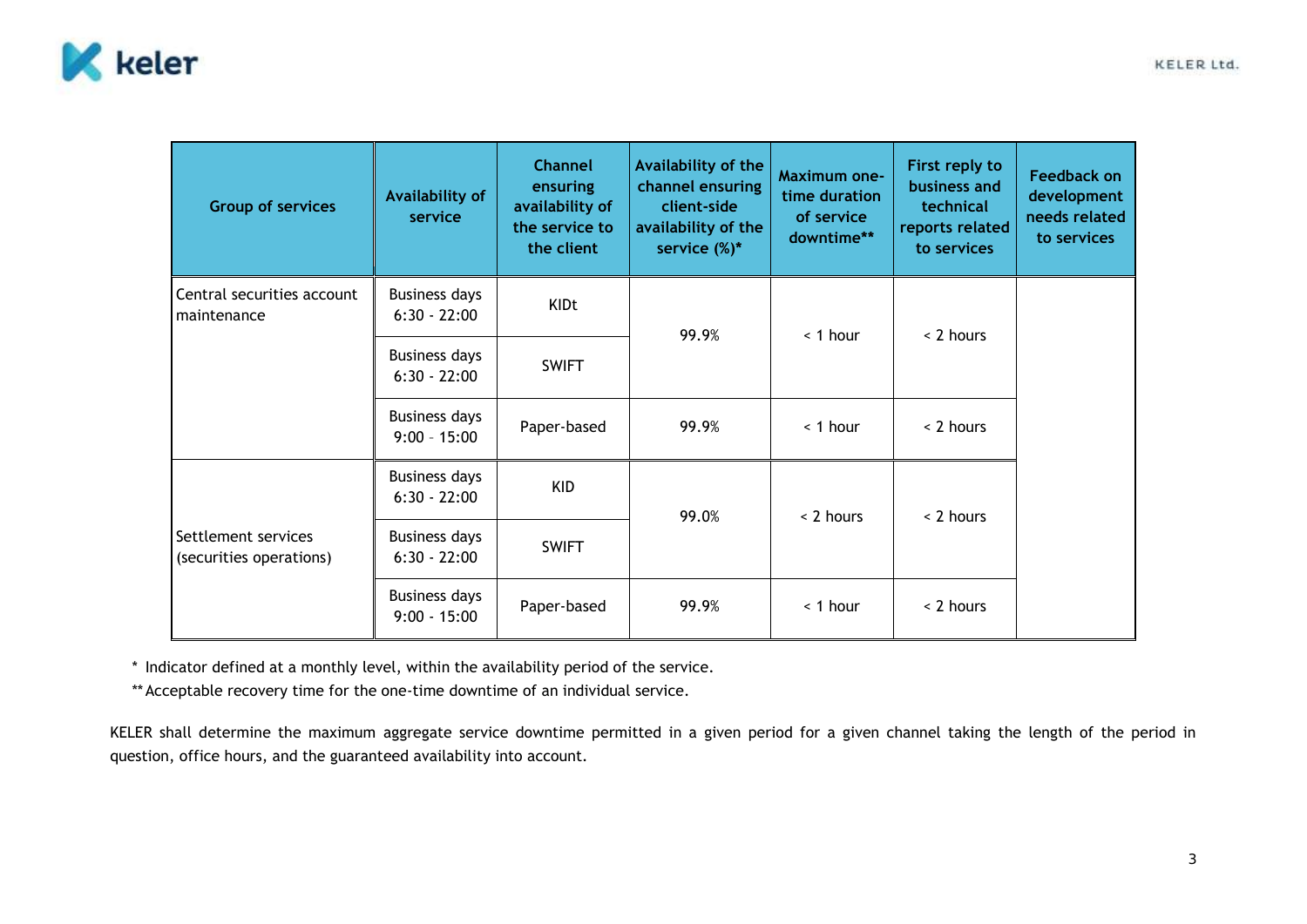| Group of services | Availability of service | Channel ensuring availability of the service to the client | Availability of the channel ensuring client-side availability of the service (%)* | Maximum one-time duration of service downtime** | First reply to business and technical reports related to services | Feedback on development needs related to services |
|---|---|---|---|---|---|---|
| Central securities account maintenance | Business days 6:30 - 22:00 | KIDt | 99.9% | < 1 hour | < 2 hours | |
| | Business days 6:30 - 22:00 | SWIFT | | | | |
| | Business days 9:00 – 15:00 | Paper-based | 99.9% | < 1 hour | < 2 hours | |
| Settlement services (securities operations) | Business days 6:30 - 22:00 | KID | 99.0% | < 2 hours | < 2 hours | |
| | Business days 6:30 - 22:00 | SWIFT | | | | |
| | Business days 9:00 - 15:00 | Paper-based | 99.9% | < 1 hour | < 2 hours | |

\* Indicator defined at a monthly level, within the availability period of the service.

** Acceptable recovery time for the one-time downtime of an individual service.

KELER shall determine the maximum aggregate service downtime permitted in a given period for a given channel taking the length of the period in question, office hours, and the guaranteed availability into account.